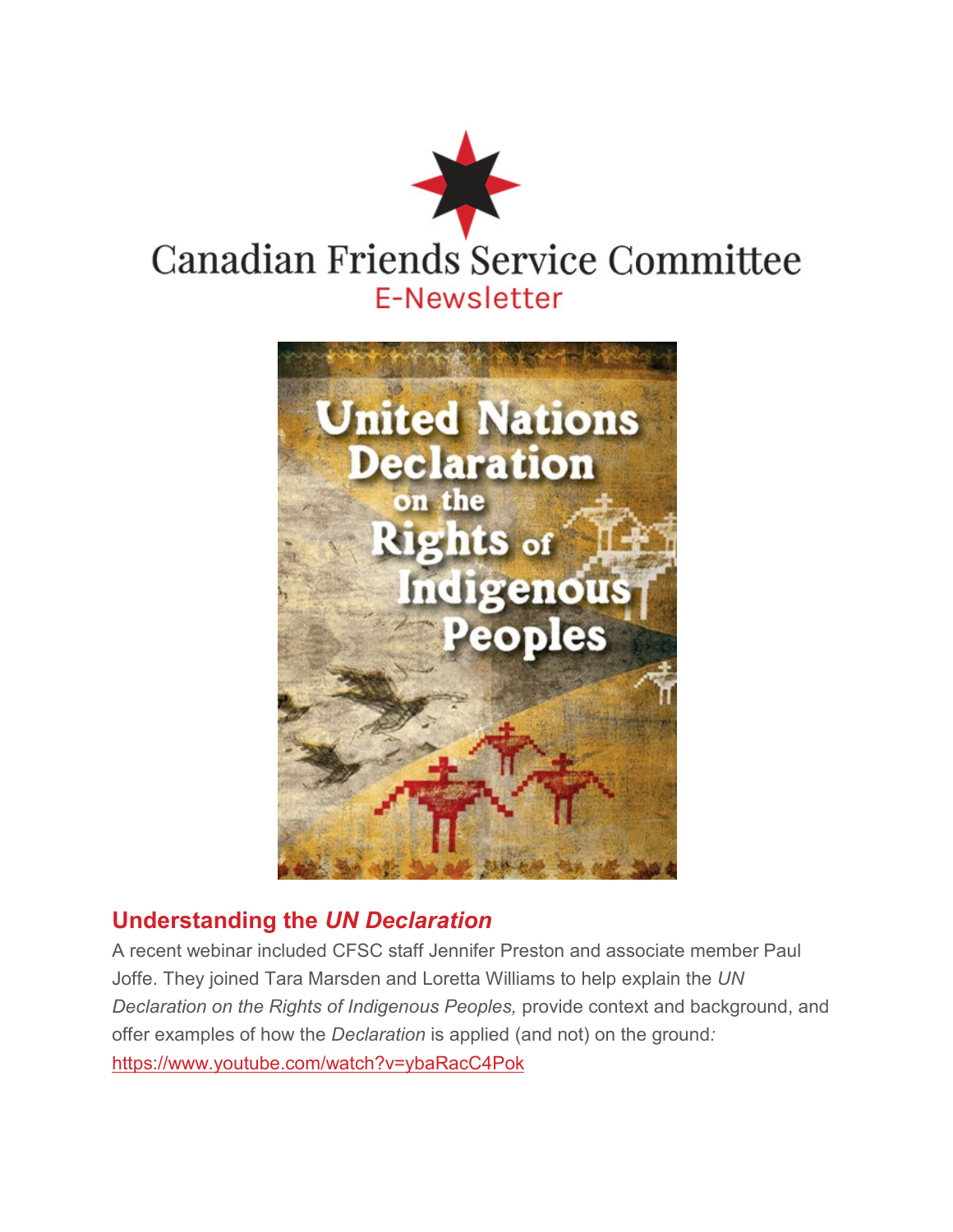# Canadian Friends Service Committee

E-Newsletter

## Understanding the *UN Declaration*

A recent webinar included CFSC staff Jennifer Preston and associate member Paul Joffe. They joined Tara Marsden and Loretta Williams to help explain the *UN Declaration on the Rights of Indigenous Peoples,* provide context and background, and offer examples of how the *Declaration* is applied (and not) on the ground*:* https://www.youtube.com/watch?v=ybaRacC4Pok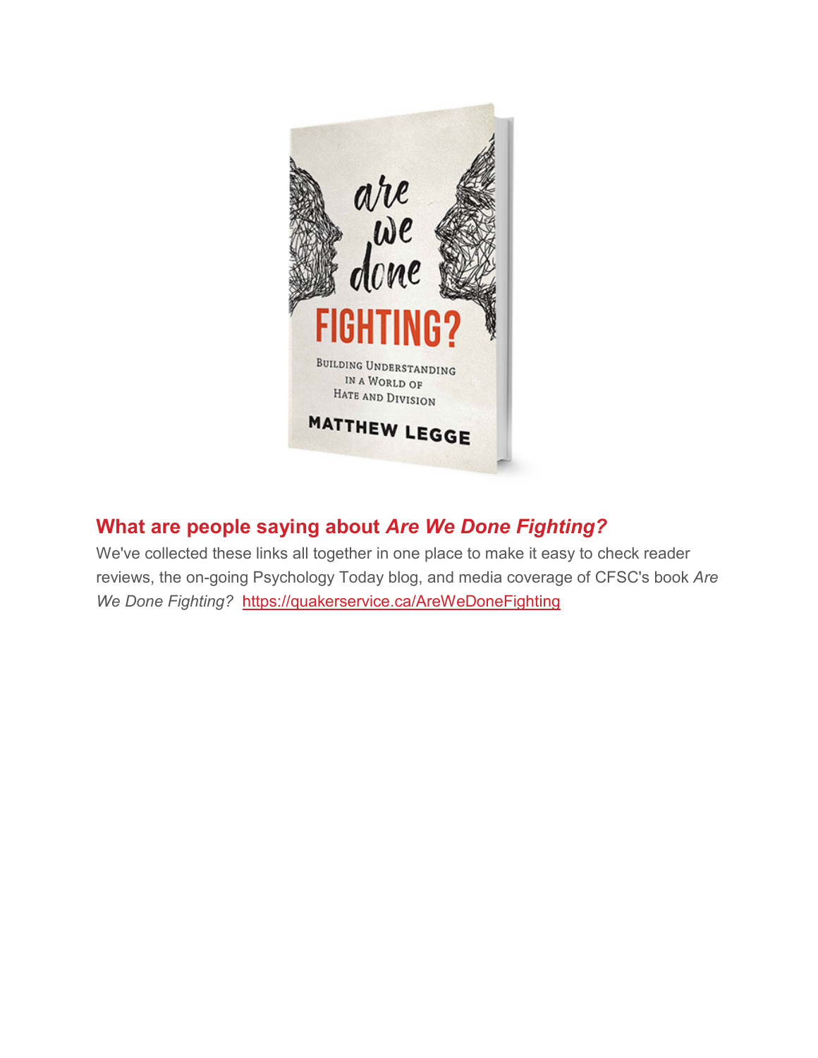## What are people saying about *Are We Done Fighting?*

We've collected these links all together in one place to make it easy to check reader reviews, the on-going Psychology Today blog, and media coverage of CFSC's book *Are We Done Fighting?* https://quakerservice.ca/AreWeDoneFighting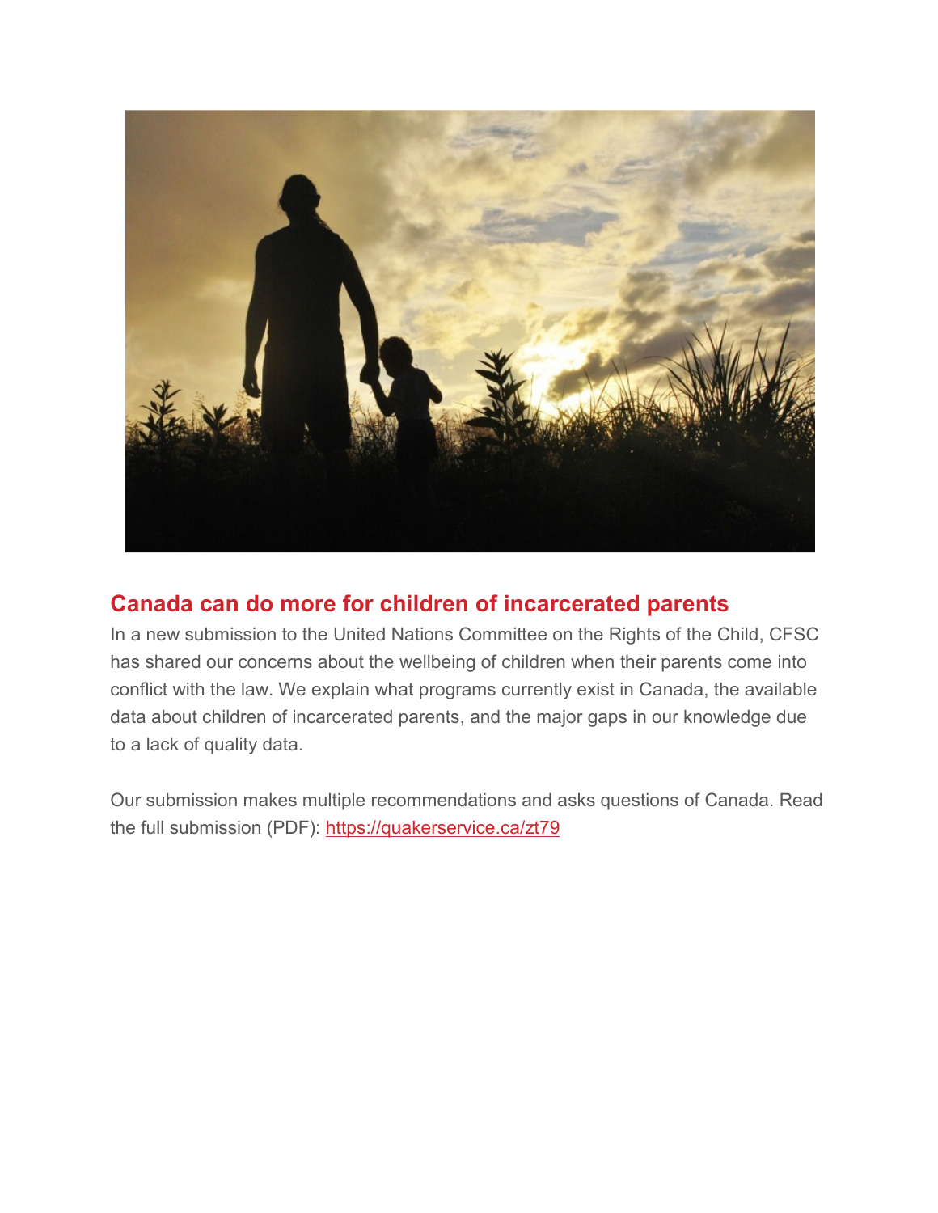## Canada can do more for children of incarcerated parents

In a new submission to the United Nations Committee on the Rights of the Child, CFSC has shared our concerns about the wellbeing of children when their parents come into conflict with the law. We explain what programs currently exist in Canada, the available data about children of incarcerated parents, and the major gaps in our knowledge due to a lack of quality data.

Our submission makes multiple recommendations and asks questions of Canada. Read the full submission (PDF): https://quakerservice.ca/zt79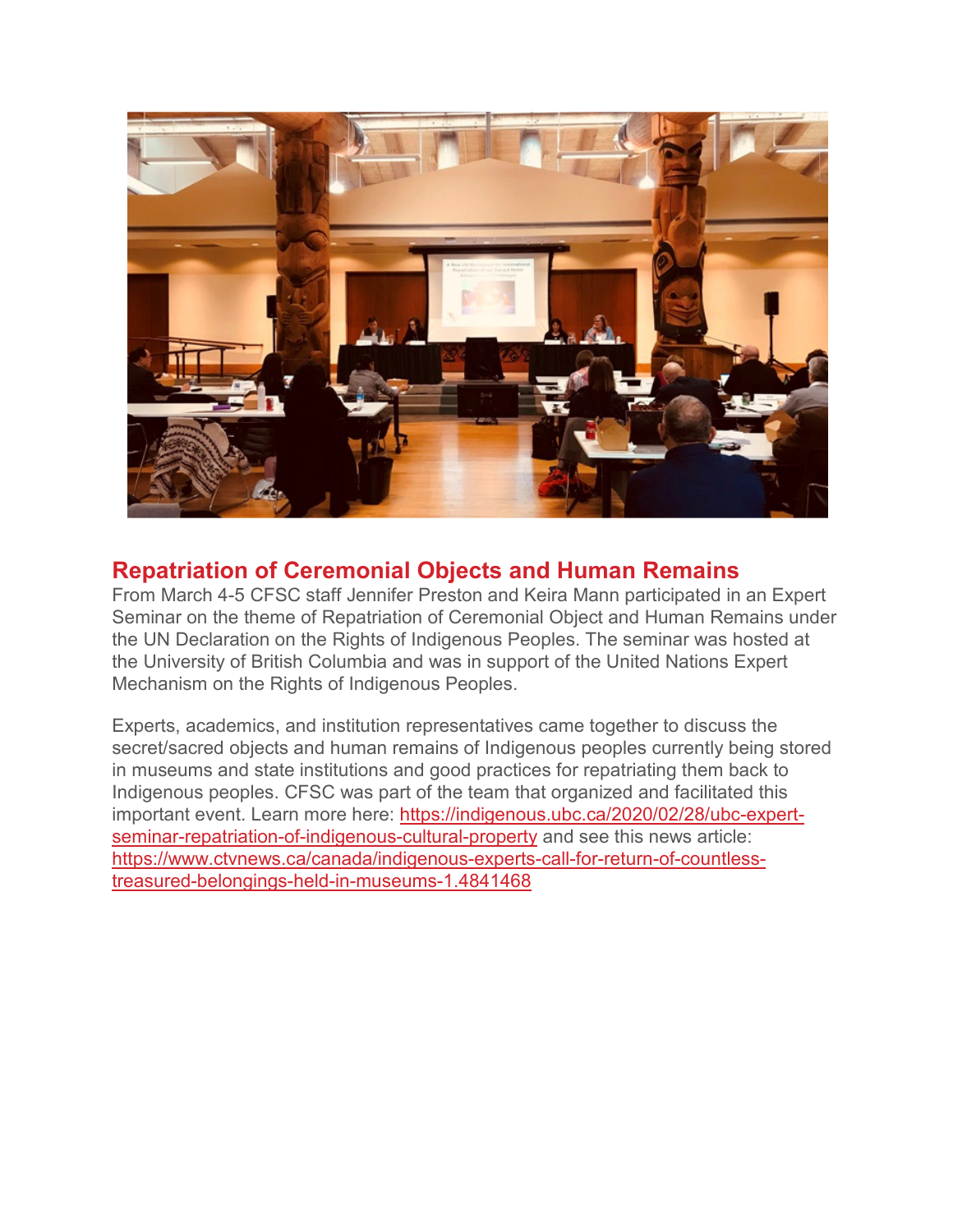## Repatriation of Ceremonial Objects and Human Remains

From March 4-5 CFSC staff Jennifer Preston and Keira Mann participated in an Expert Seminar on the theme of Repatriation of Ceremonial Object and Human Remains under the UN Declaration on the Rights of Indigenous Peoples. The seminar was hosted at the University of British Columbia and was in support of the United Nations Expert Mechanism on the Rights of Indigenous Peoples.

Experts, academics, and institution representatives came together to discuss the secret/sacred objects and human remains of Indigenous peoples currently being stored in museums and state institutions and good practices for repatriating them back to Indigenous peoples. CFSC was part of the team that organized and facilitated this important event. Learn more here: [https://indigenous.ubc.ca/2020/02/28/ubc-expert-seminar-repatriation-of-indigenous-cultural-property](https://indigenous.ubc.ca/2020/02/28/ubc-expert-seminar-repatriation-of-indigenous-cultural-property) and see this news article: [https://www.ctvnews.ca/canada/indigenous-experts-call-for-return-of-countless-treasured-belongings-held-in-museums-1.4841468](https://www.ctvnews.ca/canada/indigenous-experts-call-for-return-of-countless-treasured-belongings-held-in-museums-1.4841468)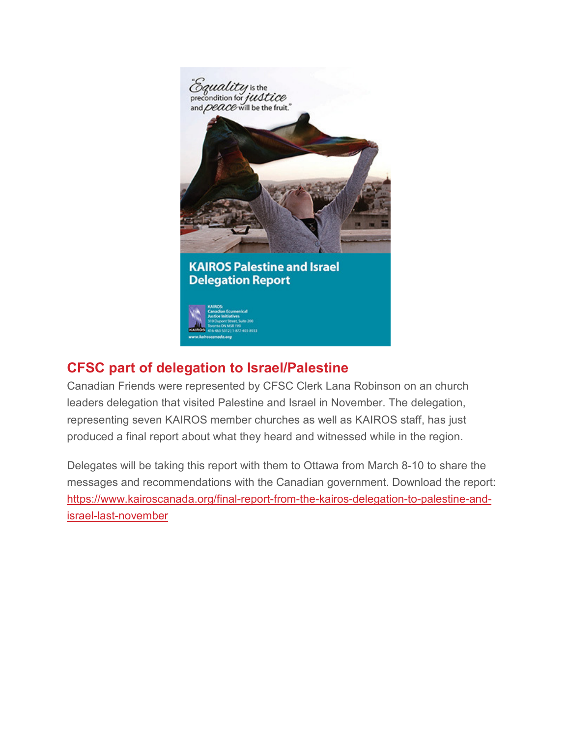## CFSC part of delegation to Israel/Palestine

Canadian Friends were represented by CFSC Clerk Lana Robinson on an church leaders delegation that visited Palestine and Israel in November. The delegation, representing seven KAIROS member churches as well as KAIROS staff, has just produced a final report about what they heard and witnessed while in the region.

Delegates will be taking this report with them to Ottawa from March 8-10 to share the messages and recommendations with the Canadian government. Download the report: https://www.kairoscanada.org/final-report-from-the-kairos-delegation-to-palestine-and-israel-last-november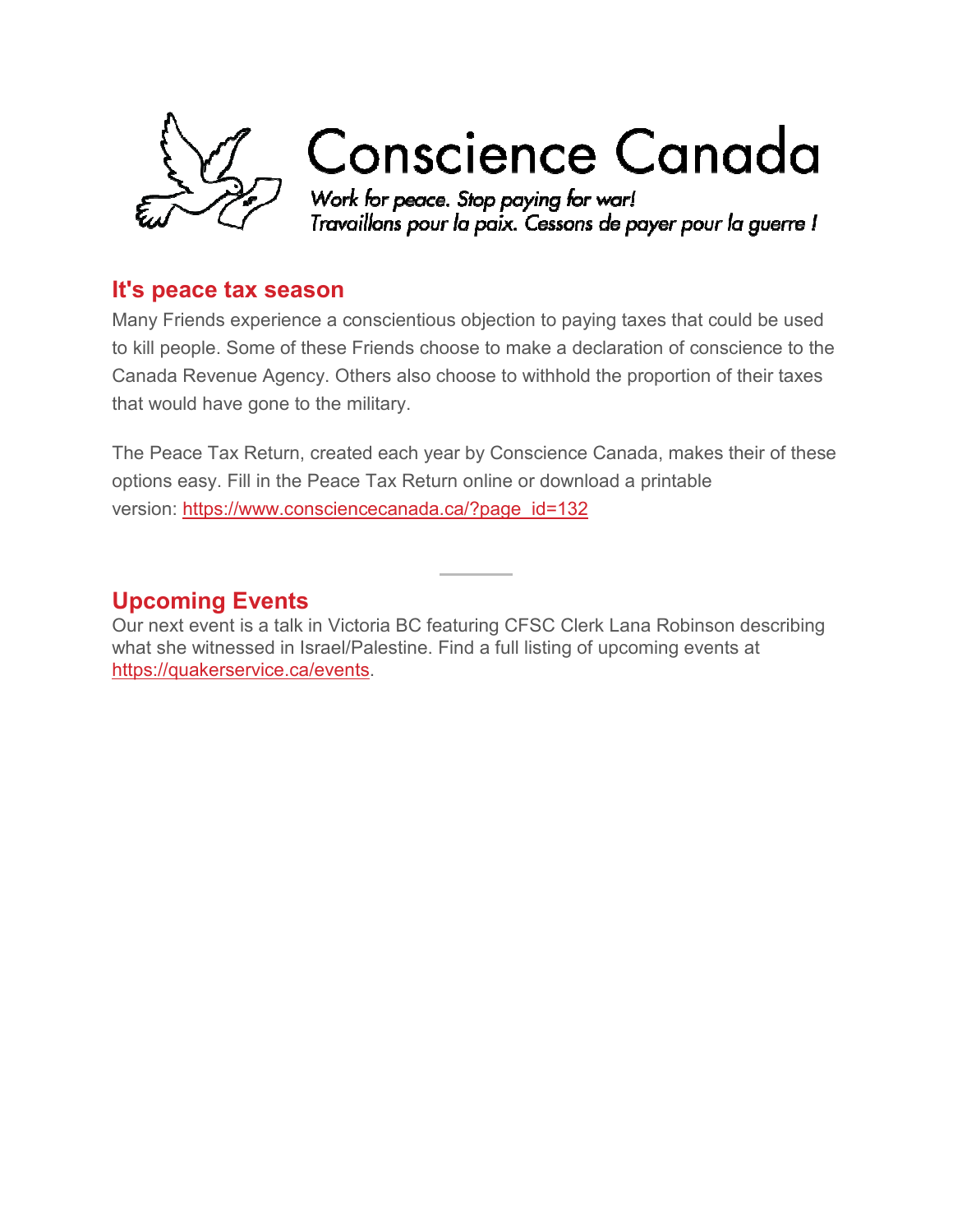# Conscience Canada

*Work for peace. Stop paying for war!*
*Travaillons pour la paix. Cessons de payer pour la guerre !*

## It's peace tax season

Many Friends experience a conscientious objection to paying taxes that could be used to kill people. Some of these Friends choose to make a declaration of conscience to the Canada Revenue Agency. Others also choose to withhold the proportion of their taxes that would have gone to the military.

The Peace Tax Return, created each year by Conscience Canada, makes their of these options easy. Fill in the Peace Tax Return online or download a printable version: https://www.consciencecanada.ca/?page_id=132

---

## Upcoming Events

Our next event is a talk in Victoria BC featuring CFSC Clerk Lana Robinson describing what she witnessed in Israel/Palestine. Find a full listing of upcoming events at https://quakerservice.ca/events.